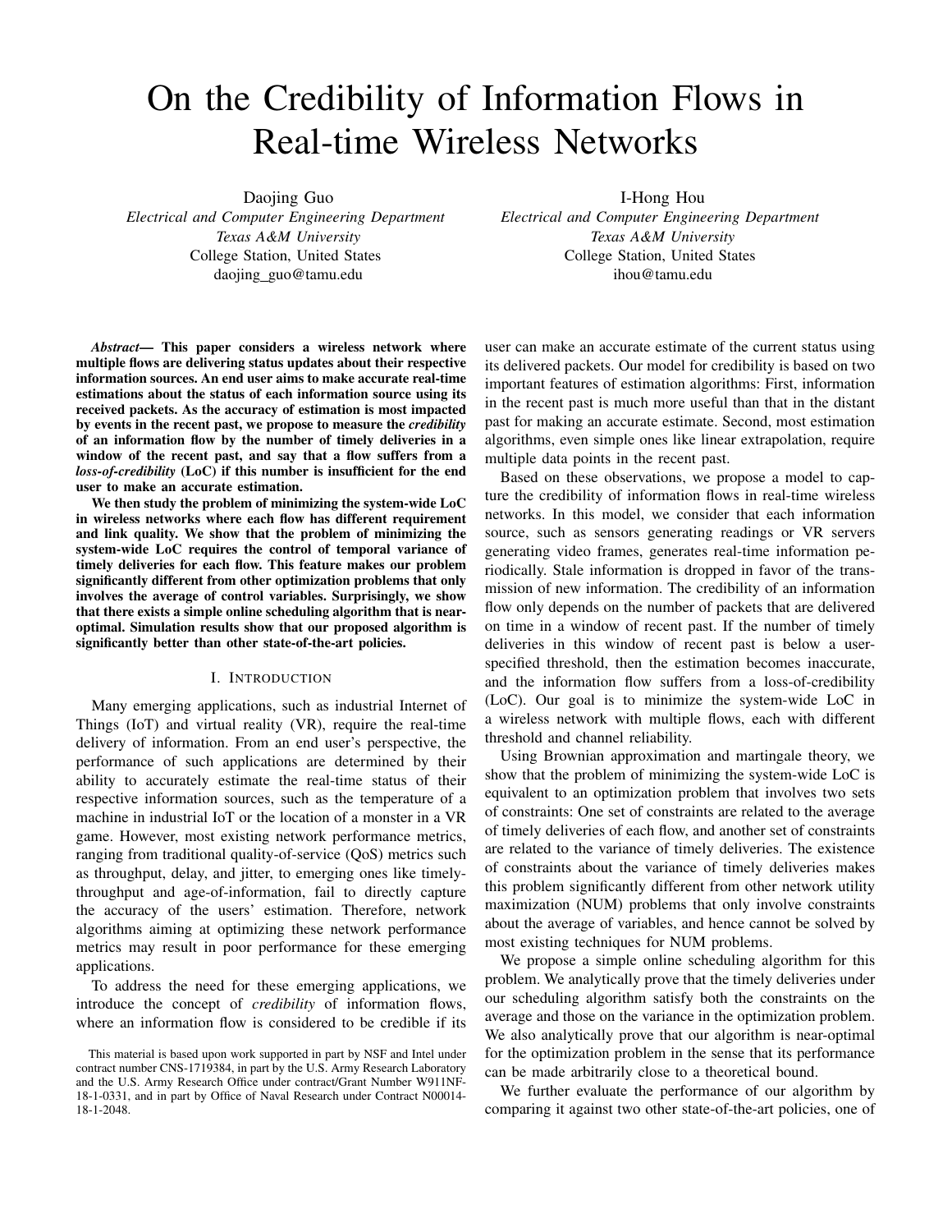# On the Credibility of Information Flows in Real-time Wireless Networks

Daojing Guo
*Electrical and Computer Engineering Department*
*Texas A&M University*
College Station, United States
daojing_guo@tamu.edu

I-Hong Hou
*Electrical and Computer Engineering Department*
*Texas A&M University*
College Station, United States
ihou@tamu.edu

***Abstract*— This paper considers a wireless network where multiple flows are delivering status updates about their respective information sources. An end user aims to make accurate real-time estimations about the status of each information source using its received packets. As the accuracy of estimation is most impacted by events in the recent past, we propose to measure the *credibility* of an information flow by the number of timely deliveries in a window of the recent past, and say that a flow suffers from a *loss-of-credibility* (LoC) if this number is insufficient for the end user to make an accurate estimation.**

**We then study the problem of minimizing the system-wide LoC in wireless networks where each flow has different requirement and link quality. We show that the problem of minimizing the system-wide LoC requires the control of temporal variance of timely deliveries for each flow. This feature makes our problem significantly different from other optimization problems that only involves the average of control variables. Surprisingly, we show that there exists a simple online scheduling algorithm that is near-optimal. Simulation results show that our proposed algorithm is significantly better than other state-of-the-art policies.**

## I. Introduction

Many emerging applications, such as industrial Internet of Things (IoT) and virtual reality (VR), require the real-time delivery of information. From an end user's perspective, the performance of such applications are determined by their ability to accurately estimate the real-time status of their respective information sources, such as the temperature of a machine in industrial IoT or the location of a monster in a VR game. However, most existing network performance metrics, ranging from traditional quality-of-service (QoS) metrics such as throughput, delay, and jitter, to emerging ones like timely-throughput and age-of-information, fail to directly capture the accuracy of the users' estimation. Therefore, network algorithms aiming at optimizing these network performance metrics may result in poor performance for these emerging applications.

To address the need for these emerging applications, we introduce the concept of *credibility* of information flows, where an information flow is considered to be credible if its user can make an accurate estimate of the current status using its delivered packets. Our model for credibility is based on two important features of estimation algorithms: First, information in the recent past is much more useful than that in the distant past for making an accurate estimate. Second, most estimation algorithms, even simple ones like linear extrapolation, require multiple data points in the recent past.

Based on these observations, we propose a model to capture the credibility of information flows in real-time wireless networks. In this model, we consider that each information source, such as sensors generating readings or VR servers generating video frames, generates real-time information periodically. Stale information is dropped in favor of the transmission of new information. The credibility of an information flow only depends on the number of packets that are delivered on time in a window of recent past. If the number of timely deliveries in this window of recent past is below a user-specified threshold, then the estimation becomes inaccurate, and the information flow suffers from a loss-of-credibility (LoC). Our goal is to minimize the system-wide LoC in a wireless network with multiple flows, each with different threshold and channel reliability.

Using Brownian approximation and martingale theory, we show that the problem of minimizing the system-wide LoC is equivalent to an optimization problem that involves two sets of constraints: One set of constraints are related to the average of timely deliveries of each flow, and another set of constraints are related to the variance of timely deliveries. The existence of constraints about the variance of timely deliveries makes this problem significantly different from other network utility maximization (NUM) problems that only involve constraints about the average of variables, and hence cannot be solved by most existing techniques for NUM problems.

We propose a simple online scheduling algorithm for this problem. We analytically prove that the timely deliveries under our scheduling algorithm satisfy both the constraints on the average and those on the variance in the optimization problem. We also analytically prove that our algorithm is near-optimal for the optimization problem in the sense that its performance can be made arbitrarily close to a theoretical bound.

We further evaluate the performance of our algorithm by comparing it against two other state-of-the-art policies, one of

This material is based upon work supported in part by NSF and Intel under contract number CNS-1719384, in part by the U.S. Army Research Laboratory and the U.S. Army Research Office under contract/Grant Number W911NF-18-1-0331, and in part by Office of Naval Research under Contract N00014-18-1-2048.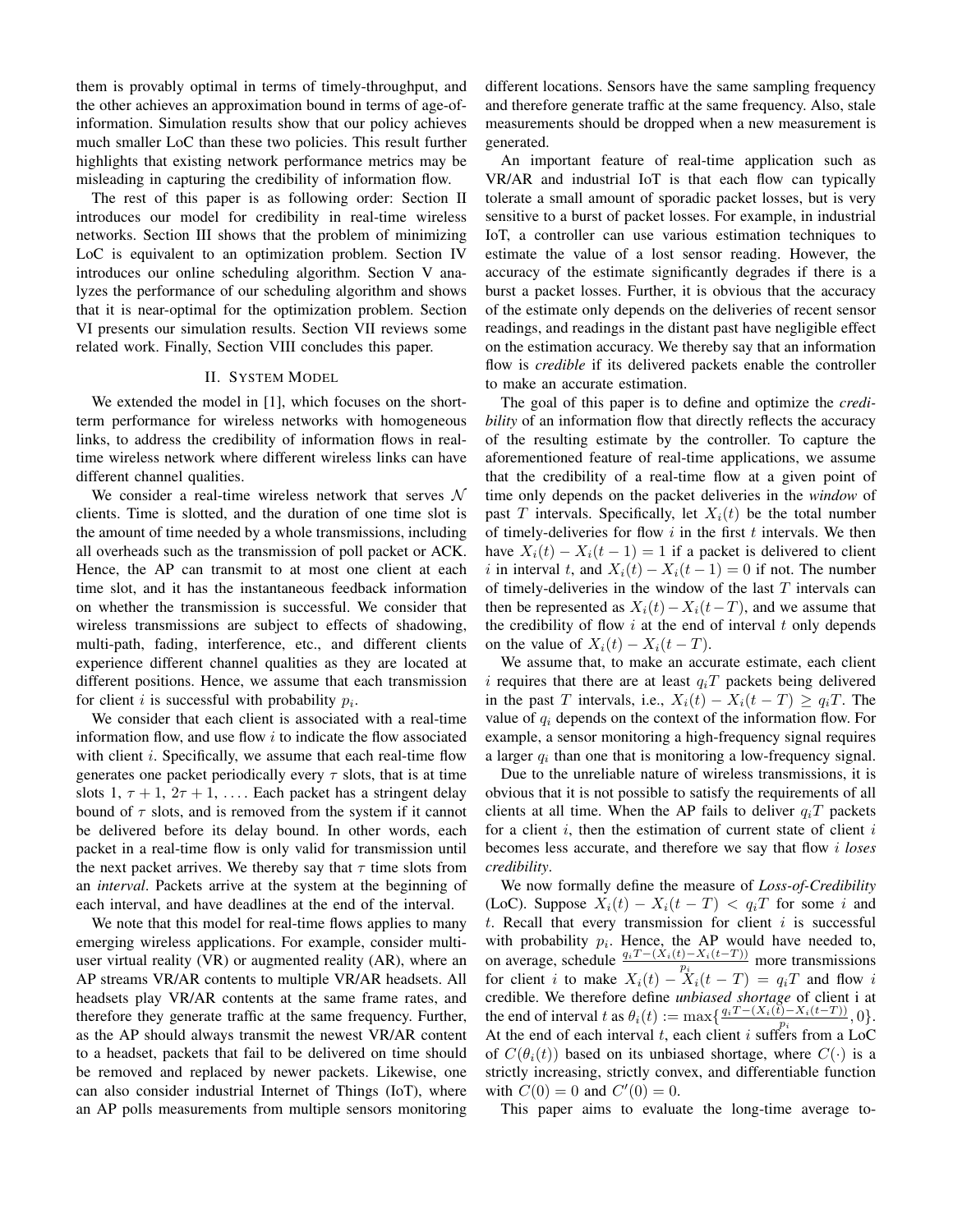them is provably optimal in terms of timely-throughput, and the other achieves an approximation bound in terms of age-of-information. Simulation results show that our policy achieves much smaller LoC than these two policies. This result further highlights that existing network performance metrics may be misleading in capturing the credibility of information flow.

The rest of this paper is as following order: Section II introduces our model for credibility in real-time wireless networks. Section III shows that the problem of minimizing LoC is equivalent to an optimization problem. Section IV introduces our online scheduling algorithm. Section V analyzes the performance of our scheduling algorithm and shows that it is near-optimal for the optimization problem. Section VI presents our simulation results. Section VII reviews some related work. Finally, Section VIII concludes this paper.

## II. System Model

We extended the model in [1], which focuses on the short-term performance for wireless networks with homogeneous links, to address the credibility of information flows in real-time wireless network where different wireless links can have different channel qualities.

We consider a real-time wireless network that serves $\mathcal{N}$ clients. Time is slotted, and the duration of one time slot is the amount of time needed by a whole transmissions, including all overheads such as the transmission of poll packet or ACK. Hence, the AP can transmit to at most one client at each time slot, and it has the instantaneous feedback information on whether the transmission is successful. We consider that wireless transmissions are subject to effects of shadowing, multi-path, fading, interference, etc., and different clients experience different channel qualities as they are located at different positions. Hence, we assume that each transmission for client $i$ is successful with probability $p_i$.

We consider that each client is associated with a real-time information flow, and use flow $i$ to indicate the flow associated with client $i$. Specifically, we assume that each real-time flow generates one packet periodically every $\tau$ slots, that is at time slots $1$, $\tau+1$, $2\tau+1$, .... Each packet has a stringent delay bound of $\tau$ slots, and is removed from the system if it cannot be delivered before its delay bound. In other words, each packet in a real-time flow is only valid for transmission until the next packet arrives. We thereby say that $\tau$ time slots from an *interval*. Packets arrive at the system at the beginning of each interval, and have deadlines at the end of the interval.

We note that this model for real-time flows applies to many emerging wireless applications. For example, consider multi-user virtual reality (VR) or augmented reality (AR), where an AP streams VR/AR contents to multiple VR/AR headsets. All headsets play VR/AR contents at the same frame rates, and therefore they generate traffic at the same frequency. Further, as the AP should always transmit the newest VR/AR content to a headset, packets that fail to be delivered on time should be removed and replaced by newer packets. Likewise, one can also consider industrial Internet of Things (IoT), where an AP polls measurements from multiple sensors monitoring different locations. Sensors have the same sampling frequency and therefore generate traffic at the same frequency. Also, stale measurements should be dropped when a new measurement is generated.

An important feature of real-time application such as VR/AR and industrial IoT is that each flow can typically tolerate a small amount of sporadic packet losses, but is very sensitive to a burst of packet losses. For example, in industrial IoT, a controller can use various estimation techniques to estimate the value of a lost sensor reading. However, the accuracy of the estimate significantly degrades if there is a burst a packet losses. Further, it is obvious that the accuracy of the estimate only depends on the deliveries of recent sensor readings, and readings in the distant past have negligible effect on the estimation accuracy. We thereby say that an information flow is *credible* if its delivered packets enable the controller to make an accurate estimation.

The goal of this paper is to define and optimize the *credibility* of an information flow that directly reflects the accuracy of the resulting estimate by the controller. To capture the aforementioned feature of real-time applications, we assume that the credibility of a real-time flow at a given point of time only depends on the packet deliveries in the *window* of past $T$ intervals. Specifically, let $X_i(t)$ be the total number of timely-deliveries for flow $i$ in the first $t$ intervals. We then have $X_i(t) - X_i(t-1) = 1$ if a packet is delivered to client $i$ in interval $t$, and $X_i(t) - X_i(t-1) = 0$ if not. The number of timely-deliveries in the window of the last $T$ intervals can then be represented as $X_i(t) - X_i(t-T)$, and we assume that the credibility of flow $i$ at the end of interval $t$ only depends on the value of $X_i(t) - X_i(t-T)$.

We assume that, to make an accurate estimate, each client $i$ requires that there are at least $q_iT$ packets being delivered in the past $T$ intervals, i.e., $X_i(t) - X_i(t-T) \geq q_iT$. The value of $q_i$ depends on the context of the information flow. For example, a sensor monitoring a high-frequency signal requires a larger $q_i$ than one that is monitoring a low-frequency signal.

Due to the unreliable nature of wireless transmissions, it is obvious that it is not possible to satisfy the requirements of all clients at all time. When the AP fails to deliver $q_iT$ packets for a client $i$, then the estimation of current state of client $i$ becomes less accurate, and therefore we say that flow $i$ *loses credibility*.

We now formally define the measure of ***Loss-of-Credibility*** (LoC). Suppose $X_i(t) - X_i(t-T) < q_iT$ for some $i$ and $t$. Recall that every transmission for client $i$ is successful with probability $p_i$. Hence, the AP would have needed to, on average, schedule $\frac{q_iT-(X_i(t)-X_i(t-T))}{p_i}$ more transmissions for client $i$ to make $X_i(t) - X_i(t-T) = q_iT$ and flow $i$ credible. We therefore define *unbiased shortage* of client i at the end of interval $t$ as $\theta_i(t) := \max\{\frac{q_iT-(X_i(t)-X_i(t-T))}{p_i}, 0\}$. At the end of each interval $t$, each client $i$ suffers from a LoC of $C(\theta_i(t))$ based on its unbiased shortage, where $C(\cdot)$ is a strictly increasing, strictly convex, and differentiable function with $C(0) = 0$ and $C'(0) = 0$.

This paper aims to evaluate the long-time average to-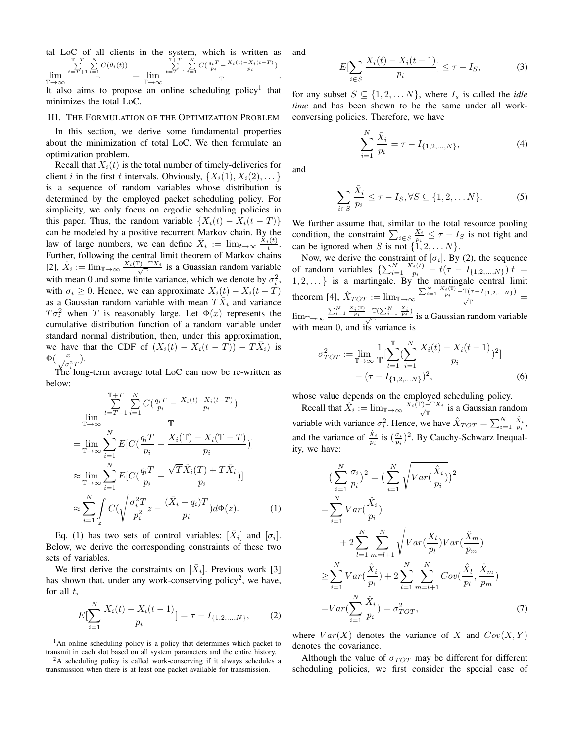tal LoC of all clients in the system, which is written as $\lim_{\mathbb{T}\to\infty} \frac{\sum_{t=T+1}^{\mathbb{T}+T}\sum_{i=1}^{N} C(\theta_i(t))}{\mathbb{T}} = \lim_{\mathbb{T}\to\infty} \frac{\sum_{t=T+1}^{\mathbb{T}+T}\sum_{i=1}^{N} C(\frac{q_i T}{p_i} - \frac{X_i(t)-X_i(t-T)}{p_i})}{\mathbb{T}}$. It also aims to propose an online scheduling policy[1] that minimizes the total LoC.

## III. The Formulation of the Optimization Problem

In this section, we derive some fundamental properties about the minimization of total LoC. We then formulate an optimization problem.

Recall that $X_i(t)$ is the total number of timely-deliveries for client $i$ in the first $t$ intervals. Obviously, $\{X_i(1), X_i(2), \dots\}$ is a sequence of random variables whose distribution is determined by the employed packet scheduling policy. For simplicity, we only focus on ergodic scheduling policies in this paper. Thus, the random variable $\{X_i(t) - X_i(t-T)\}$ can be modeled by a positive recurrent Markov chain. By the law of large numbers, we can define $\bar{X}_i := \lim_{t\to\infty} \frac{X_i(t)}{t}$. Further, following the central limit theorem of Markov chains [2], $\hat{X}_i := \lim_{\mathbb{T}\to\infty} \frac{X_i(\mathbb{T}) - \mathbb{T}\bar{X}_i}{\sqrt{\mathbb{T}}}$ is a Guassian random variable with mean 0 and some finite variance, which we denote by $\sigma_i^2$, with $\sigma_i \geq 0$. Hence, we can approximate $X_i(t) - X_i(t-T)$ as a Gaussian random variable with mean $T\bar{X}_i$ and variance $T\sigma_i^2$ when $T$ is reasonably large. Let $\Phi(x)$ represents the cumulative distribution function of a random variable under standard normal distribution, then, under this approximation, we have that the CDF of $(X_i(t) - X_i(t-T)) - T\bar{X}_i)$ is $\Phi(\frac{x}{\sqrt{\sigma_i^2 T}})$.

The long-term average total LoC can now be re-written as below:

$$
\begin{aligned}
&\lim_{\mathbb{T}\to\infty} \frac{\sum_{t=T+1}^{\mathbb{T}+T}\sum_{i=1}^{N} C(\frac{q_i T}{p_i} - \frac{X_i(t)-X_i(t-T)}{p_i})}{\mathbb{T}} \\
=&\lim_{\mathbb{T}\to\infty} \sum_{i=1}^{N} E[C(\frac{q_i T}{p_i} - \frac{X_i(\mathbb{T}) - X_i(\mathbb{T}-T)}{p_i})] \\
\approx&\lim_{\mathbb{T}\to\infty} \sum_{i=1}^{N} E[C(\frac{q_i T}{p_i} - \frac{\sqrt{T}\hat{X}_i(T) + T\bar{X}_i}{p_i})] \\
\approx&\sum_{i=1}^{N} \int_z C(\sqrt{\frac{\sigma_i^2 T}{p_i^2}} z - \frac{(\bar{X}_i - q_i)T}{p_i}) d\Phi(z).
\end{aligned} \tag{1}
$$

Eq. (1) has two sets of control variables: $[\bar{X}_i]$ and $[\sigma_i]$. Below, we derive the corresponding constraints of these two sets of variables.

We first derive the constraints on $[\bar{X}_i]$. Previous work [3] has shown that, under any work-conserving policy[2], we have, for all $t$,

$$
E[\sum_{i=1}^{N} \frac{X_i(t) - X_i(t-1)}{p_i}] = \tau - I_{\{1,2,\dots,N\}}, \tag{2}
$$

and

$$
E[\sum_{i\in S} \frac{X_i(t) - X_i(t-1)}{p_i}] \leq \tau - I_S, \tag{3}
$$

for any subset $S \subseteq \{1, 2, \dots N\}$, where $I_s$ is called the *idle time* and has been shown to be the same under all work-conversing policies. Therefore, we have

$$
\sum_{i=1}^{N} \frac{\bar{X}_i}{p_i} = \tau - I_{\{1,2,\dots,N\}}, \tag{4}
$$

and

$$
\sum_{i\in S} \frac{\bar{X}_i}{p_i} \leq \tau - I_S, \forall S \subseteq \{1, 2, \dots N\}. \tag{5}
$$

We further assume that, similar to the total resource pooling condition, the constraint $\sum_{i\in S} \frac{\bar{X}_i}{p_i} \leq \tau - I_S$ is not tight and can be ignored when $S$ is not $\{1, 2, \dots N\}$.

Now, we derive the constraint of $[\sigma_i]$. By (2), the sequence of random variables $\{\sum_{i=1}^{N} \frac{X_i(t)}{p_i} - t(\tau - I_{\{1,2,\dots,N\}}) | t = 1, 2, \dots\}$ is a martingale. By the martingale central limit theorem [4], $\hat{X}_{TOT} := \lim_{\mathbb{T}\to\infty} \frac{\sum_{i=1}^{N} \frac{X_i(\mathbb{T})}{p_i} - \mathbb{T}(\tau - I_{\{1,2,\dots N\}})}{\sqrt{\mathbb{T}}} = \lim_{\mathbb{T}\to\infty} \frac{\sum_{i=1}^{N} \frac{X_i(\mathbb{T})}{p_i} - \mathbb{T}(\sum_{i=1}^{N} \frac{\bar{X}_i}{p_i})}{\sqrt{\mathbb{T}}}$ is a Gaussian random variable with mean 0, and its variance is

$$
\begin{aligned}
\sigma_{TOT}^2 :=& \lim_{\mathbb{T}\to\infty} \frac{1}{\mathbb{T}} [\sum_{t=1}^{\mathbb{T}} (\sum_{i=1}^{N} \frac{X_i(t) - X_i(t-1)}{p_i})^2] \\
&- (\tau - I_{\{1,2,\dots N\}})^2,
\end{aligned} \tag{6}
$$

whose value depends on the employed scheduling policy.

Recall that $\hat{X}_i := \lim_{\mathbb{T}\to\infty} \frac{X_i(\mathbb{T}) - \mathbb{T}\bar{X}_i}{\sqrt{\mathbb{T}}}$ is a Gaussian random variable with variance $\sigma_i^2$. Hence, we have $\hat{X}_{TOT} = \sum_{i=1}^{N} \frac{\hat{X}_i}{p_i}$, and the variance of $\frac{\hat{X}_i}{p_i}$ is $(\frac{\sigma_i}{p_i})^2$. By Cauchy-Schwarz Inequality, we have:

$$
\begin{aligned}
&(\sum_{i=1}^{N} \frac{\sigma_i}{p_i})^2 = (\sum_{i=1}^{N} \sqrt{Var(\frac{\hat{X}_i}{p_i})})^2 \\
=&\sum_{i=1}^{N} Var(\frac{\hat{X}_i}{p_i}) \\
&+ 2\sum_{l=1}^{N}\sum_{m=l+1}^{N} \sqrt{Var(\frac{\hat{X}_l}{p_l}) Var(\frac{\hat{X}_m}{p_m})} \\
\geq&\sum_{i=1}^{N} Var(\frac{\hat{X}_i}{p_i}) + 2\sum_{l=1}^{N}\sum_{m=l+1}^{N} Cov(\frac{\hat{X}_l}{p_l}, \frac{\hat{X}_m}{p_m}) \\
=&Var(\sum_{i=1}^{N} \frac{\hat{X}_i}{p_i}) = \sigma_{TOT}^2,
\end{aligned} \tag{7}
$$

where $Var(X)$ denotes the variance of $X$ and $Cov(X, Y)$ denotes the covariance.

Although the value of $\sigma_{TOT}$ may be different for different scheduling policies, we first consider the special case of

[1] An online scheduling policy is a policy that determines which packet to transmit in each slot based on all system parameters and the entire history.

[2] A scheduling policy is called work-conserving if it always schedules a transmission when there is at least one packet available for transmission.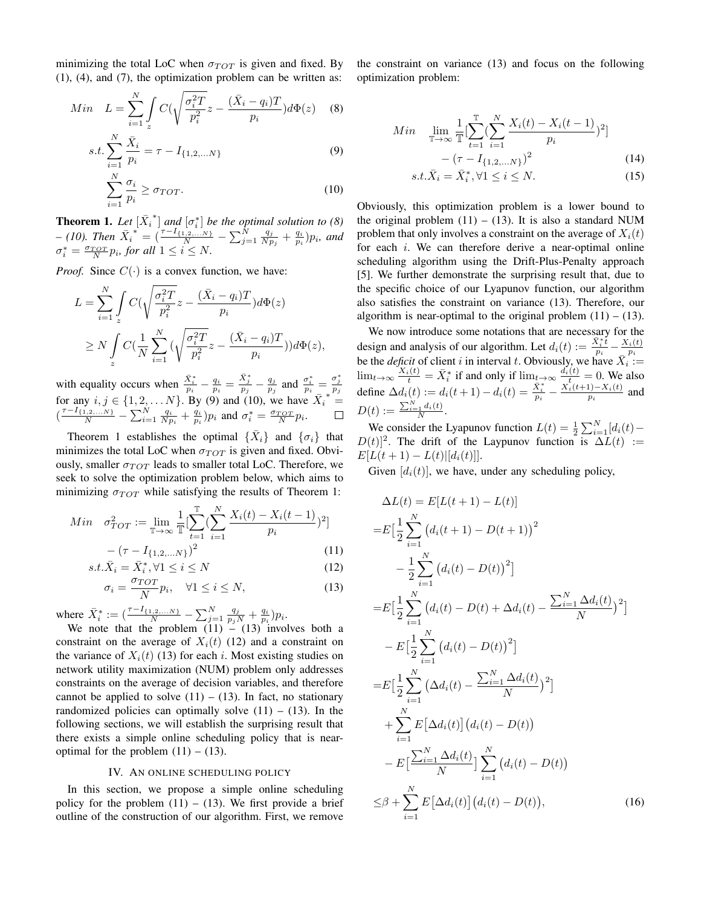minimizing the total LoC when $\sigma_{TOT}$ is given and fixed. By (1), (4), and (7), the optimization problem can be written as:

$$Min \quad L = \sum_{i=1}^{N} \int_{z} C(\sqrt{\frac{\sigma_i^2 T}{p_i^2}} z - \frac{(\bar{X}_i - q_i)T}{p_i}) d\Phi(z) \quad (8)$$

$$s.t. \sum_{i=1}^{N} \frac{\bar{X}_i}{p_i} = \tau - I_{\{1,2,\dots N\}} \quad (9)$$

$$\sum_{i=1}^{N} \frac{\sigma_i}{p_i} \geq \sigma_{TOT}. \quad (10)$$

**Theorem 1.** *Let $[\bar{X}_i^*]$ and $[\sigma_i^*]$ be the optimal solution to (8) – (10). Then $\bar{X}_i^* = (\frac{\tau - I_{\{1,2,\dots N\}}}{N} - \sum_{j=1}^{N} \frac{q_j}{Np_j} + \frac{q_i}{p_i})p_i$, and $\sigma_i^* = \frac{\sigma_{TOT}}{N} p_i$, for all $1 \leq i \leq N$.*

*Proof.* Since $C(\cdot)$ is a convex function, we have:

$$L = \sum_{i=1}^{N} \int_{z} C(\sqrt{\frac{\sigma_i^2 T}{p_i^2}} z - \frac{(\bar{X}_i - q_i)T}{p_i}) d\Phi(z)$$
$$\geq N \int_{z} C(\frac{1}{N} \sum_{i=1}^{N} (\sqrt{\frac{\sigma_i^2 T}{p_i^2}} z - \frac{(\bar{X}_i - q_i)T}{p_i})) d\Phi(z),$$

with equality occurs when $\frac{\bar{X}_i^*}{p_i} - \frac{q_i}{p_i} = \frac{\bar{X}_j^*}{p_j} - \frac{q_j}{p_j}$ and $\frac{\sigma_i^*}{p_i} = \frac{\sigma_j^*}{p_j}$ for any $i, j \in \{1, 2, \dots N\}$. By (9) and (10), we have $\bar{X}_i^* = (\frac{\tau - I_{\{1,2,\dots N\}}}{N} - \sum_{i=1}^{N} \frac{q_i}{Np_i} + \frac{q_i}{p_i})p_i$ and $\sigma_i^* = \frac{\sigma_{TOT}}{N} p_i$. $\square$

Theorem 1 establishes the optimal $\{\bar{X}_i\}$ and $\{\sigma_i\}$ that minimizes the total LoC when $\sigma_{TOT}$ is given and fixed. Obviously, smaller $\sigma_{TOT}$ leads to smaller total LoC. Therefore, we seek to solve the optimization problem below, which aims to minimizing $\sigma_{TOT}$ while satisfying the results of Theorem 1:

$$Min \quad \sigma_{TOT}^2 := \lim_{\mathbb{T} \to \infty} \frac{1}{\mathbb{T}} [\sum_{t=1}^{\mathbb{T}} (\sum_{i=1}^{N} \frac{X_i(t) - X_i(t-1)}{p_i})^2]$$
$$- (\tau - I_{\{1,2,\dots N\}})^2 \quad (11)$$

$$s.t. \bar{X}_i = \bar{X}_i^*, \forall 1 \leq i \leq N \quad (12)$$

$$\sigma_i = \frac{\sigma_{TOT}}{N} p_i, \quad \forall 1 \leq i \leq N, \quad (13)$$

where $\bar{X}_i^* := (\frac{\tau - I_{\{1,2,\dots N\}}}{N} - \sum_{j=1}^{N} \frac{q_j}{p_j N} + \frac{q_i}{p_i})p_i$.

We note that the problem (11) – (13) involves both a constraint on the average of $X_i(t)$ (12) and a constraint on the variance of $X_i(t)$ (13) for each $i$. Most existing studies on network utility maximization (NUM) problem only addresses constraints on the average of decision variables, and therefore cannot be applied to solve (11) – (13). In fact, no stationary randomized policies can optimally solve (11) – (13). In the following sections, we will establish the surprising result that there exists a simple online scheduling policy that is near-optimal for the problem (11) – (13).

## IV. An online scheduling policy

In this section, we propose a simple online scheduling policy for the problem (11) – (13). We first provide a brief outline of the construction of our algorithm. First, we remove the constraint on variance (13) and focus on the following optimization problem:

$$Min \quad \lim_{\mathbb{T} \to \infty} \frac{1}{\mathbb{T}} [\sum_{t=1}^{\mathbb{T}} (\sum_{i=1}^{N} \frac{X_i(t) - X_i(t-1)}{p_i})^2]$$
$$- (\tau - I_{\{1,2,\dots N\}})^2 \quad (14)$$

$$s.t. \bar{X}_i = \bar{X}_i^*, \forall 1 \leq i \leq N. \quad (15)$$

Obviously, this optimization problem is a lower bound to the original problem (11) – (13). It is also a standard NUM problem that only involves a constraint on the average of $X_i(t)$ for each $i$. We can therefore derive a near-optimal online scheduling algorithm using the Drift-Plus-Penalty approach [5]. We further demonstrate the surprising result that, due to the specific choice of our Lyapunov function, our algorithm also satisfies the constraint on variance (13). Therefore, our algorithm is near-optimal to the original problem (11) – (13).

We now introduce some notations that are necessary for the design and analysis of our algorithm. Let $d_i(t) := \frac{\bar{X}_i^* t}{p_i} - \frac{X_i(t)}{p_i}$ be the *deficit* of client $i$ in interval $t$. Obviously, we have $\bar{X}_i := \lim_{t \to \infty} \frac{X_i(t)}{t} = \bar{X}_i^*$ if and only if $\lim_{t \to \infty} \frac{d_i(t)}{t} = 0$. We also define $\Delta d_i(t) := d_i(t+1) - d_i(t) = \frac{\bar{X}_i^*}{p_i} - \frac{X_i(t+1) - X_i(t)}{p_i}$ and $D(t) := \frac{\sum_{i=1}^{N} d_i(t)}{N}$.

We consider the Lyapunov function $L(t) = \frac{1}{2} \sum_{i=1}^{N} [d_i(t) - D(t)]^2$. The drift of the Laypunov function is $\Delta L(t) := E[L(t+1) - L(t) | [d_i(t)]]$.

Given $[d_i(t)]$, we have, under any scheduling policy,

$$\Delta L(t) = E[L(t+1) - L(t)]$$
$$= E\big[\frac{1}{2} \sum_{i=1}^{N} \big(d_i(t+1) - D(t+1)\big)^2 - \frac{1}{2} \sum_{i=1}^{N} \big(d_i(t) - D(t)\big)^2\big]$$
$$= E\big[\frac{1}{2} \sum_{i=1}^{N} \big(d_i(t) - D(t) + \Delta d_i(t) - \frac{\sum_{i=1}^{N} \Delta d_i(t)}{N}\big)^2\big] - E\big[\frac{1}{2} \sum_{i=1}^{N} \big(d_i(t) - D(t)\big)^2\big]$$
$$= E\big[\frac{1}{2} \sum_{i=1}^{N} \big(\Delta d_i(t) - \frac{\sum_{i=1}^{N} \Delta d_i(t)}{N}\big)^2\big] + \sum_{i=1}^{N} E\big[\Delta d_i(t)\big]\big(d_i(t) - D(t)\big) - E\big[\frac{\sum_{i=1}^{N} \Delta d_i(t)}{N}\big] \sum_{i=1}^{N} \big(d_i(t) - D(t)\big)$$
$$\leq \beta + \sum_{i=1}^{N} E\big[\Delta d_i(t)\big]\big(d_i(t) - D(t)\big), \quad (16)$$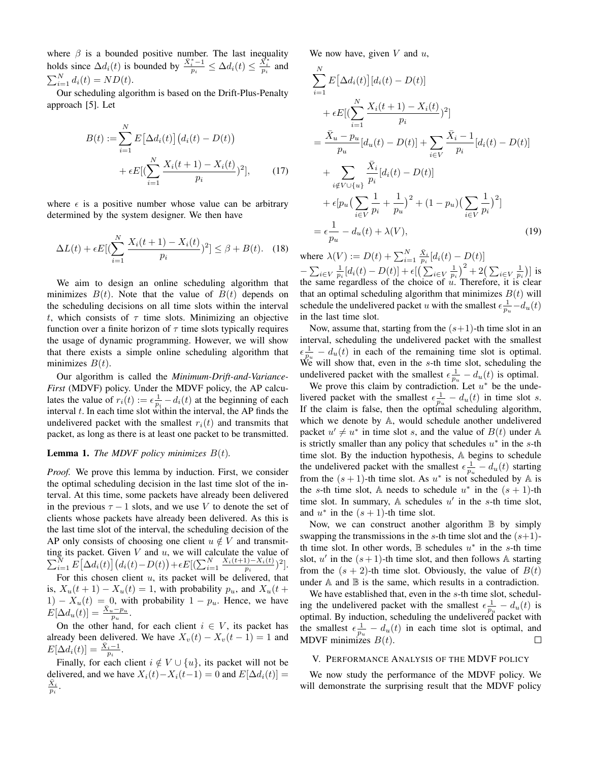where $\beta$ is a bounded positive number. The last inequality holds since $\Delta d_i(t)$ is bounded by $\frac{\bar{X}_i^*-1}{p_i} \le \Delta d_i(t) \le \frac{\bar{X}_i^*}{p_i}$ and $\sum_{i=1}^N d_i(t) = ND(t)$.

Our scheduling algorithm is based on the Drift-Plus-Penalty approach [5]. Let

$$B(t) := \sum_{i=1}^{N} E\big[\Delta d_i(t)\big]\big(d_i(t) - D(t)\big) + \epsilon E[(\sum_{i=1}^{N} \frac{X_i(t+1) - X_i(t)}{p_i})^2], \quad (17)$$

where $\epsilon$ is a positive number whose value can be arbitrary determined by the system designer. We then have

$$\Delta L(t) + \epsilon E[(\sum_{i=1}^{N} \frac{X_i(t+1) - X_i(t)}{p_i})^2] \le \beta + B(t). \quad (18)$$

We aim to design an online scheduling algorithm that minimizes $B(t)$. Note that the value of $B(t)$ depends on the scheduling decisions on all time slots within the interval $t$, which consists of $\tau$ time slots. Minimizing an objective function over a finite horizon of $\tau$ time slots typically requires the usage of dynamic programming. However, we will show that there exists a simple online scheduling algorithm that minimizes $B(t)$.

Our algorithm is called the *Minimum-Drift-and-Variance-First* (MDVF) policy. Under the MDVF policy, the AP calculates the value of $r_i(t) := \epsilon\frac{1}{p_i} - d_i(t)$ at the beginning of each interval $t$. In each time slot within the interval, the AP finds the undelivered packet with the smallest $r_i(t)$ and transmits that packet, as long as there is at least one packet to be transmitted.

**Lemma 1.** *The MDVF policy minimizes $B(t)$.*

*Proof.* We prove this lemma by induction. First, we consider the optimal scheduling decision in the last time slot of the interval. At this time, some packets have already been delivered in the previous $\tau - 1$ slots, and we use $V$ to denote the set of clients whose packets have already been delivered. As this is the last time slot of the interval, the scheduling decision of the AP only consists of choosing one client $u \notin V$ and transmitting its packet. Given $V$ and $u$, we will calculate the value of $\sum_{i=1}^N E\big[\Delta d_i(t)\big]\big(d_i(t) - D(t)\big) + \epsilon E[(\sum_{i=1}^N \frac{X_i(t+1)-X_i(t)}{p_i})^2]$.

For this chosen client $u$, its packet will be delivered, that is, $X_u(t+1) - X_u(t) = 1$, with probability $p_u$, and $X_u(t+1) - X_u(t) = 0$, with probability $1 - p_u$. Hence, we have $E[\Delta d_u(t)] = \frac{\bar{X}_u - p_u}{p_u}$.

On the other hand, for each client $i \in V$, its packet has already been delivered. We have $X_v(t) - X_v(t-1) = 1$ and $E[\Delta d_i(t)] = \frac{\bar{X}_i - 1}{p_i}$.

Finally, for each client $i \notin V \cup \{u\}$, its packet will not be delivered, and we have $X_i(t) - X_i(t-1) = 0$ and $E[\Delta d_i(t)] = \frac{\bar{X}_i}{p_i}$.

We now have, given $V$ and $u$,

$$\begin{aligned}
&\sum_{i=1}^{N} E\big[\Delta d_i(t)\big][d_i(t) - D(t)] \\
&\quad + \epsilon E[(\sum_{i=1}^{N} \frac{X_i(t+1) - X_i(t)}{p_i})^2] \\
&= \frac{\bar{X}_u - p_u}{p_u}[d_u(t) - D(t)] + \sum_{i \in V} \frac{\bar{X}_i - 1}{p_i}[d_i(t) - D(t)] \\
&\quad + \sum_{i \notin V \cup \{u\}} \frac{\bar{X}_i}{p_i}[d_i(t) - D(t)] \\
&\quad + \epsilon[p_u\big(\sum_{i \in V} \frac{1}{p_i} + \frac{1}{p_u}\big)^2 + (1 - p_u)\big(\sum_{i \in V} \frac{1}{p_i}\big)^2] \\
&= \epsilon\frac{1}{p_u} - d_u(t) + \lambda(V),
\end{aligned} \quad (19)$$

where $\lambda(V) := D(t) + \sum_{i=1}^N \frac{\bar{X}_i}{p_i}[d_i(t) - D(t)] - \sum_{i \in V} \frac{1}{p_i}[d_i(t) - D(t)] + \epsilon[\big(\sum_{i \in V} \frac{1}{p_i}\big)^2 + 2\big(\sum_{i \in V} \frac{1}{p_i}\big)]$ is the same regardless of the choice of $u$. Therefore, it is clear that an optimal scheduling algorithm that minimizes $B(t)$ will schedule the undelivered packet $u$ with the smallest $\epsilon\frac{1}{p_u} - d_u(t)$ in the last time slot.

Now, assume that, starting from the $(s+1)$-th time slot in an interval, scheduling the undelivered packet with the smallest $\epsilon\frac{1}{p_u} - d_u(t)$ in each of the remaining time slot is optimal. We will show that, even in the $s$-th time slot, scheduling the undelivered packet with the smallest $\epsilon\frac{1}{p_u} - d_u(t)$ is optimal.

We prove this claim by contradiction. Let $u^*$ be the undelivered packet with the smallest $\epsilon\frac{1}{p_u} - d_u(t)$ in time slot $s$. If the claim is false, then the optimal scheduling algorithm, which we denote by $\mathbb{A}$, would schedule another undelivered packet $u' \neq u^*$ in time slot $s$, and the value of $B(t)$ under $\mathbb{A}$ is strictly smaller than any policy that schedules $u^*$ in the $s$-th time slot. By the induction hypothesis, $\mathbb{A}$ begins to schedule the undelivered packet with the smallest $\epsilon\frac{1}{p_u} - d_u(t)$ starting from the $(s+1)$-th time slot. As $u^*$ is not scheduled by $\mathbb{A}$ is the $s$-th time slot, $\mathbb{A}$ needs to schedule $u^*$ in the $(s+1)$-th time slot. In summary, $\mathbb{A}$ schedules $u'$ in the $s$-th time slot, and $u^*$ in the $(s+1)$-th time slot.

Now, we can construct another algorithm $\mathbb{B}$ by simply swapping the transmissions in the $s$-th time slot and the $(s+1)$-th time slot. In other words, $\mathbb{B}$ schedules $u^*$ in the $s$-th time slot, $u'$ in the $(s+1)$-th time slot, and then follows $\mathbb{A}$ starting from the $(s+2)$-th time slot. Obviously, the value of $B(t)$ under $\mathbb{A}$ and $\mathbb{B}$ is the same, which results in a contradiction.

We have established that, even in the $s$-th time slot, scheduling the undelivered packet with the smallest $\epsilon\frac{1}{p_u} - d_u(t)$ is optimal. By induction, scheduling the undelivered packet with the smallest $\epsilon\frac{1}{p_u} - d_u(t)$ in each time slot is optimal, and MDVF minimizes $B(t)$. □

## V. Performance Analysis of the MDVF policy

We now study the performance of the MDVF policy. We will demonstrate the surprising result that the MDVF policy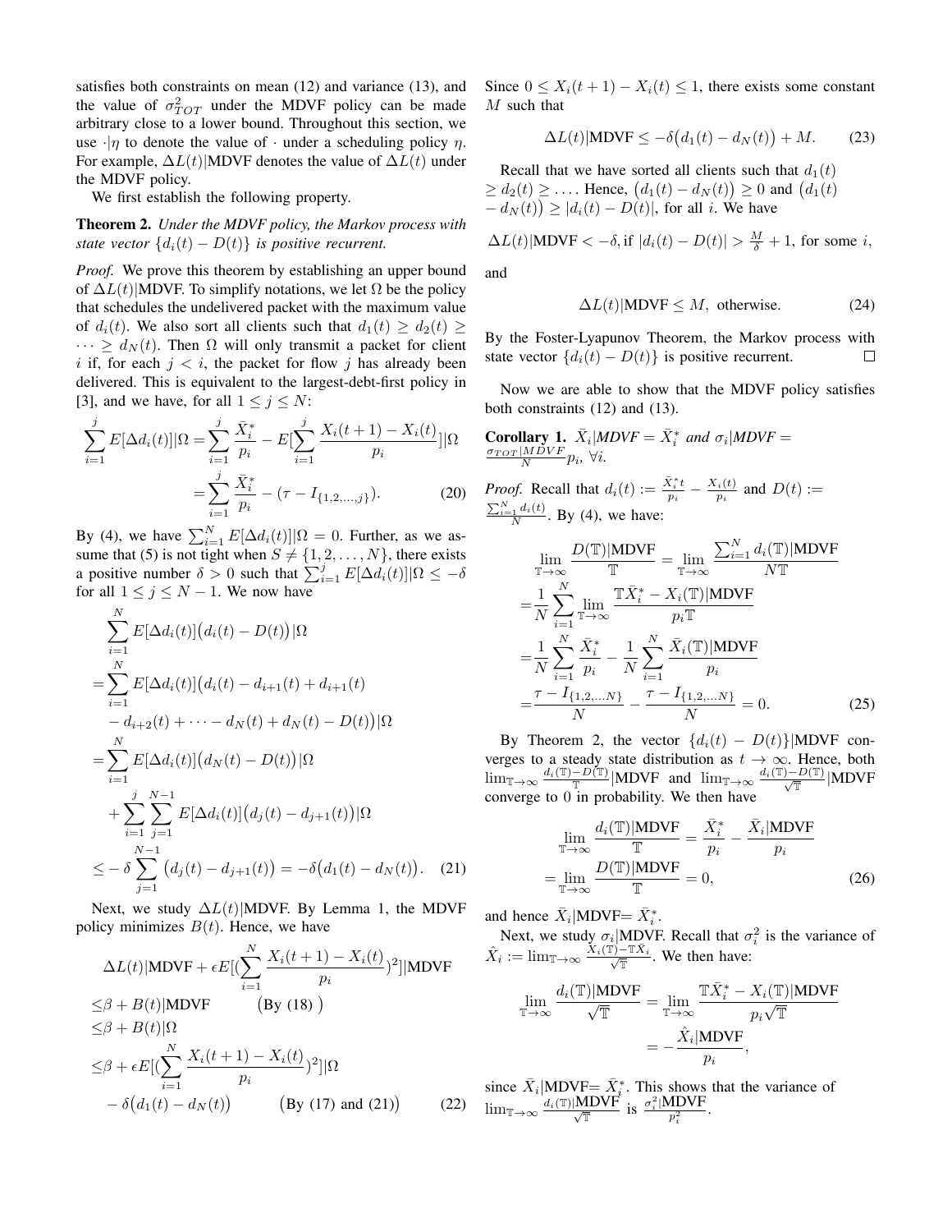satisfies both constraints on mean (12) and variance (13), and the value of $\sigma^2_{TOT}$ under the MDVF policy can be made arbitrary close to a lower bound. Throughout this section, we use $\cdot|\eta$ to denote the value of $\cdot$ under a scheduling policy $\eta$. For example, $\Delta L(t)|\text{MDVF}$ denotes the value of $\Delta L(t)$ under the MDVF policy.

We first establish the following property.

**Theorem 2.** *Under the MDVF policy, the Markov process with state vector $\{d_i(t) - D(t)\}$ is positive recurrent.*

*Proof.* We prove this theorem by establishing an upper bound of $\Delta L(t)|\text{MDVF}$. To simplify notations, we let $\Omega$ be the policy that schedules the undelivered packet with the maximum value of $d_i(t)$. We also sort all clients such that $d_1(t) \geq d_2(t) \geq \cdots \geq d_N(t)$. Then $\Omega$ will only transmit a packet for client $i$ if, for each $j < i$, the packet for flow $j$ has already been delivered. This is equivalent to the largest-debt-first policy in [3], and we have, for all $1 \leq j \leq N$:

$$\begin{aligned}\sum_{i=1}^{j} E[\Delta d_i(t)]|\Omega &= \sum_{i=1}^{j} \frac{\bar{X}_i^*}{p_i} - E[\sum_{i=1}^{j} \frac{X_i(t+1) - X_i(t)}{p_i}]|\Omega \\ &= \sum_{i=1}^{j} \frac{\bar{X}_i^*}{p_i} - (\tau - I_{\{1,2,\dots,j\}}). \end{aligned} \quad (20)$$

By (4), we have $\sum_{i=1}^{N} E[\Delta d_i(t)]|\Omega = 0$. Further, as we assume that (5) is not tight when $S \neq \{1, 2, \dots, N\}$, there exists a positive number $\delta > 0$ such that $\sum_{i=1}^{j} E[\Delta d_i(t)]|\Omega \leq -\delta$ for all $1 \leq j \leq N-1$. We now have

$$\begin{aligned}&\sum_{i=1}^{N} E[\Delta d_i(t)]\big(d_i(t) - D(t)\big)|\Omega \\ =&\sum_{i=1}^{N} E[\Delta d_i(t)]\big(d_i(t) - d_{i+1}(t) + d_{i+1}(t) \\ &- d_{i+2}(t) + \cdots - d_N(t) + d_N(t) - D(t)\big)|\Omega \\ =&\sum_{i=1}^{N} E[\Delta d_i(t)]\big(d_N(t) - D(t)\big)|\Omega \\ &+ \sum_{i=1}^{j}\sum_{j=1}^{N-1} E[\Delta d_i(t)]\big(d_j(t) - d_{j+1}(t)\big)|\Omega \\ \leq& -\delta \sum_{j=1}^{N-1} \big(d_j(t) - d_{j+1}(t)\big) = -\delta\big(d_1(t) - d_N(t)\big). \end{aligned} \quad (21)$$

Next, we study $\Delta L(t)|\text{MDVF}$. By Lemma 1, the MDVF policy minimizes $B(t)$. Hence, we have

$$\begin{aligned}&\Delta L(t)|\text{MDVF} + \epsilon E[(\sum_{i=1}^{N} \frac{X_i(t+1) - X_i(t)}{p_i})^2]|\text{MDVF} \\ \leq& \beta + B(t)|\text{MDVF} \qquad \big(\text{By (18)}\big) \\ \leq& \beta + B(t)|\Omega \\ \leq& \beta + \epsilon E[(\sum_{i=1}^{N} \frac{X_i(t+1) - X_i(t)}{p_i})^2]|\Omega \\ &- \delta\big(d_1(t) - d_N(t)\big) \qquad \big(\text{By (17) and (21)}\big) \end{aligned} \quad (22)$$

Since $0 \leq X_i(t+1) - X_i(t) \leq 1$, there exists some constant $M$ such that

$$\Delta L(t)|\text{MDVF} \leq -\delta\big(d_1(t) - d_N(t)\big) + M. \quad (23)$$

Recall that we have sorted all clients such that $d_1(t) \geq d_2(t) \geq \dots$. Hence, $\big(d_1(t) - d_N(t)\big) \geq 0$ and $\big(d_1(t) - d_N(t)\big) \geq |d_i(t) - D(t)|$, for all $i$. We have

$$\Delta L(t)|\text{MDVF} < -\delta, \text{if } |d_i(t) - D(t)| > \tfrac{M}{\delta} + 1, \text{ for some } i,$$

and

$$\Delta L(t)|\text{MDVF} \leq M, \text{ otherwise.} \quad (24)$$

By the Foster-Lyapunov Theorem, the Markov process with state vector $\{d_i(t) - D(t)\}$ is positive recurrent. $\square$

Now we are able to show that the MDVF policy satisfies both constraints (12) and (13).

**Corollary 1.** *$\bar{X}_i|MDVF = \bar{X}_i^*$ and $\sigma_i|MDVF = \frac{\sigma_{TOT}|MDVF}{N} p_i$, $\forall i$.*

*Proof.* Recall that $d_i(t) := \frac{\bar{X}_i^* t}{p_i} - \frac{X_i(t)}{p_i}$ and $D(t) := \frac{\sum_{i=1}^{N} d_i(t)}{N}$. By (4), we have:

$$\begin{aligned}&\lim_{\mathbb{T}\to\infty} \frac{D(\mathbb{T})|\text{MDVF}}{\mathbb{T}} = \lim_{\mathbb{T}\to\infty} \frac{\sum_{i=1}^{N} d_i(\mathbb{T})|\text{MDVF}}{N\mathbb{T}} \\ =& \frac{1}{N}\sum_{i=1}^{N} \lim_{\mathbb{T}\to\infty} \frac{\mathbb{T}\bar{X}_i^* - X_i(\mathbb{T})|\text{MDVF}}{p_i \mathbb{T}} \\ =& \frac{1}{N}\sum_{i=1}^{N} \frac{\bar{X}_i^*}{p_i} - \frac{1}{N}\sum_{i=1}^{N} \frac{\bar{X}_i(\mathbb{T})|\text{MDVF}}{p_i} \\ =& \frac{\tau - I_{\{1,2,\dots N\}}}{N} - \frac{\tau - I_{\{1,2,\dots N\}}}{N} = 0. \end{aligned} \quad (25)$$

By Theorem 2, the vector $\{d_i(t) - D(t)\}|\text{MDVF}$ converges to a steady state distribution as $t \to \infty$. Hence, both $\lim_{\mathbb{T}\to\infty} \frac{d_i(\mathbb{T}) - D(\mathbb{T})}{\mathbb{T}}|\text{MDVF}$ and $\lim_{\mathbb{T}\to\infty} \frac{d_i(\mathbb{T}) - D(\mathbb{T})}{\sqrt{\mathbb{T}}}|\text{MDVF}$ converge to 0 in probability. We then have

$$\begin{aligned}&\lim_{\mathbb{T}\to\infty} \frac{d_i(\mathbb{T})|\text{MDVF}}{\mathbb{T}} = \frac{\bar{X}_i^*}{p_i} - \frac{\bar{X}_i|\text{MDVF}}{p_i} \\ =& \lim_{\mathbb{T}\to\infty} \frac{D(\mathbb{T})|\text{MDVF}}{\mathbb{T}} = 0, \end{aligned} \quad (26)$$

and hence $\bar{X}_i|\text{MDVF} = \bar{X}_i^*$.

Next, we study $\sigma_i|\text{MDVF}$. Recall that $\sigma_i^2$ is the variance of $\hat{X}_i := \lim_{\mathbb{T}\to\infty} \frac{X_i(\mathbb{T}) - \mathbb{T}\bar{X}_i}{\sqrt{\mathbb{T}}}$. We then have:

$$\begin{aligned}\lim_{\mathbb{T}\to\infty} \frac{d_i(\mathbb{T})|\text{MDVF}}{\sqrt{\mathbb{T}}} &= \lim_{\mathbb{T}\to\infty} \frac{\mathbb{T}\bar{X}_i^* - X_i(\mathbb{T})|\text{MDVF}}{p_i\sqrt{\mathbb{T}}} \\ &= -\frac{\hat{X}_i|\text{MDVF}}{p_i}, \end{aligned}$$

since $\bar{X}_i|\text{MDVF} = \bar{X}_i^*$. This shows that the variance of $\lim_{\mathbb{T}\to\infty} \frac{d_i(\mathbb{T})|\text{MDVF}}{\sqrt{\mathbb{T}}}$ is $\frac{\sigma_i^2|\text{MDVF}}{p_i^2}$.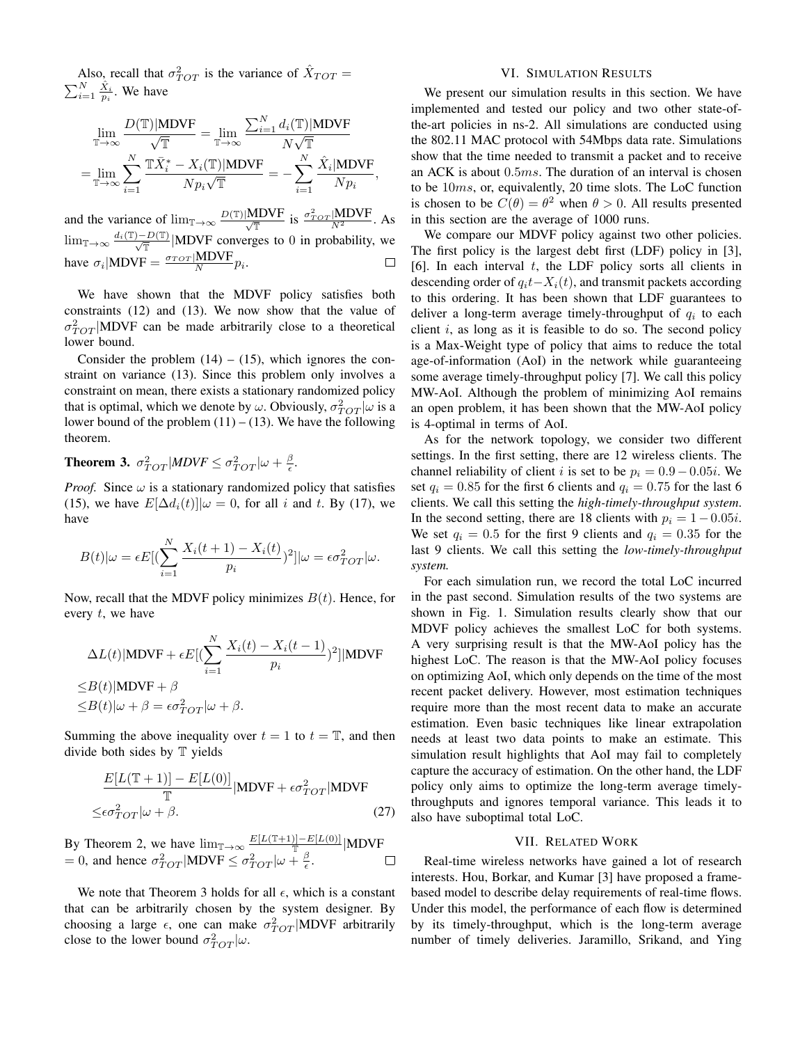Also, recall that $\sigma^2_{TOT}$ is the variance of $\hat{X}_{TOT} = \sum_{i=1}^{N} \frac{\hat{X}_i}{p_i}$. We have

$$\lim_{\mathbb{T}\to\infty} \frac{D(\mathbb{T})|\text{MDVF}}{\sqrt{\mathbb{T}}} = \lim_{\mathbb{T}\to\infty} \frac{\sum_{i=1}^{N} d_i(\mathbb{T})|\text{MDVF}}{N\sqrt{\mathbb{T}}}$$
$$= \lim_{\mathbb{T}\to\infty} \sum_{i=1}^{N} \frac{\mathbb{T}\bar{X}_i^* - X_i(\mathbb{T})|\text{MDVF}}{Np_i\sqrt{\mathbb{T}}} = -\sum_{i=1}^{N} \frac{\hat{X}_i|\text{MDVF}}{Np_i},$$

and the variance of $\lim_{\mathbb{T}\to\infty} \frac{D(\mathbb{T})|\text{MDVF}}{\sqrt{\mathbb{T}}}$ is $\frac{\sigma^2_{TOT}|\text{MDVF}}{N^2}$. As $\lim_{\mathbb{T}\to\infty} \frac{d_i(\mathbb{T})-D(\mathbb{T})}{\sqrt{\mathbb{T}}}|\text{MDVF}$ converges to 0 in probability, we have $\sigma_i|\text{MDVF} = \frac{\sigma_{TOT}|\text{MDVF}}{N} p_i$. □

We have shown that the MDVF policy satisfies both constraints (12) and (13). We now show that the value of $\sigma^2_{TOT}|\text{MDVF}$ can be made arbitrarily close to a theoretical lower bound.

Consider the problem (14) – (15), which ignores the constraint on variance (13). Since this problem only involves a constraint on mean, there exists a stationary randomized policy that is optimal, which we denote by $\omega$. Obviously, $\sigma^2_{TOT}|\omega$ is a lower bound of the problem (11) – (13). We have the following theorem.

**Theorem 3.** $\sigma^2_{TOT}|MDVF \leq \sigma^2_{TOT}|\omega + \frac{\beta}{\epsilon}$.

*Proof.* Since $\omega$ is a stationary randomized policy that satisfies (15), we have $E[\Delta d_i(t)]|\omega = 0$, for all $i$ and $t$. By (17), we have

$$B(t)|\omega = \epsilon E[(\sum_{i=1}^{N} \frac{X_i(t+1) - X_i(t)}{p_i})^2]|\omega = \epsilon \sigma^2_{TOT}|\omega.$$

Now, recall that the MDVF policy minimizes $B(t)$. Hence, for every $t$, we have

$$\Delta L(t)|\text{MDVF} + \epsilon E[(\sum_{i=1}^{N} \frac{X_i(t) - X_i(t-1)}{p_i})^2]|\text{MDVF}$$
$$\leq B(t)|\text{MDVF} + \beta$$
$$\leq B(t)|\omega + \beta = \epsilon\sigma^2_{TOT}|\omega + \beta.$$

Summing the above inequality over $t = 1$ to $t = \mathbb{T}$, and then divide both sides by $\mathbb{T}$ yields

$$\frac{E[L(\mathbb{T}+1)] - E[L(0)]}{\mathbb{T}}|\text{MDVF} + \epsilon\sigma^2_{TOT}|\text{MDVF}$$
$$\leq \epsilon\sigma^2_{TOT}|\omega + \beta. \tag{27}$$

By Theorem 2, we have $\lim_{\mathbb{T}\to\infty} \frac{E[L(\mathbb{T}+1)] - E[L(0)]}{\mathbb{T}}|\text{MDVF} = 0$, and hence $\sigma^2_{TOT}|\text{MDVF} \leq \sigma^2_{TOT}|\omega + \frac{\beta}{\epsilon}$. □

We note that Theorem 3 holds for all $\epsilon$, which is a constant that can be arbitrarily chosen by the system designer. By choosing a large $\epsilon$, one can make $\sigma^2_{TOT}|\text{MDVF}$ arbitrarily close to the lower bound $\sigma^2_{TOT}|\omega$.

## VI. Simulation Results

We present our simulation results in this section. We have implemented and tested our policy and two other state-of-the-art policies in ns-2. All simulations are conducted using the 802.11 MAC protocol with 54Mbps data rate. Simulations show that the time needed to transmit a packet and to receive an ACK is about $0.5ms$. The duration of an interval is chosen to be $10ms$, or, equivalently, 20 time slots. The LoC function is chosen to be $C(\theta) = \theta^2$ when $\theta > 0$. All results presented in this section are the average of 1000 runs.

We compare our MDVF policy against two other policies. The first policy is the largest debt first (LDF) policy in [3], [6]. In each interval $t$, the LDF policy sorts all clients in descending order of $q_i t - X_i(t)$, and transmit packets according to this ordering. It has been shown that LDF guarantees to deliver a long-term average timely-throughput of $q_i$ to each client $i$, as long as it is feasible to do so. The second policy is a Max-Weight type of policy that aims to reduce the total age-of-information (AoI) in the network while guaranteeing some average timely-throughput policy [7]. We call this policy MW-AoI. Although the problem of minimizing AoI remains an open problem, it has been shown that the MW-AoI policy is 4-optimal in terms of AoI.

As for the network topology, we consider two different settings. In the first setting, there are 12 wireless clients. The channel reliability of client $i$ is set to be $p_i = 0.9 - 0.05i$. We set $q_i = 0.85$ for the first 6 clients and $q_i = 0.75$ for the last 6 clients. We call this setting the *high-timely-throughput system*. In the second setting, there are 18 clients with $p_i = 1 - 0.05i$. We set $q_i = 0.5$ for the first 9 clients and $q_i = 0.35$ for the last 9 clients. We call this setting the *low-timely-throughput system.*

For each simulation run, we record the total LoC incurred in the past second. Simulation results of the two systems are shown in Fig. 1. Simulation results clearly show that our MDVF policy achieves the smallest LoC for both systems. A very surprising result is that the MW-AoI policy has the highest LoC. The reason is that the MW-AoI policy focuses on optimizing AoI, which only depends on the time of the most recent packet delivery. However, most estimation techniques require more than the most recent data to make an accurate estimation. Even basic techniques like linear extrapolation needs at least two data points to make an estimate. This simulation result highlights that AoI may fail to completely capture the accuracy of estimation. On the other hand, the LDF policy only aims to optimize the long-term average timely-throughputs and ignores temporal variance. This leads it to also have suboptimal total LoC.

## VII. Related Work

Real-time wireless networks have gained a lot of research interests. Hou, Borkar, and Kumar [3] have proposed a frame-based model to describe delay requirements of real-time flows. Under this model, the performance of each flow is determined by its timely-throughput, which is the long-term average number of timely deliveries. Jaramillo, Srikand, and Ying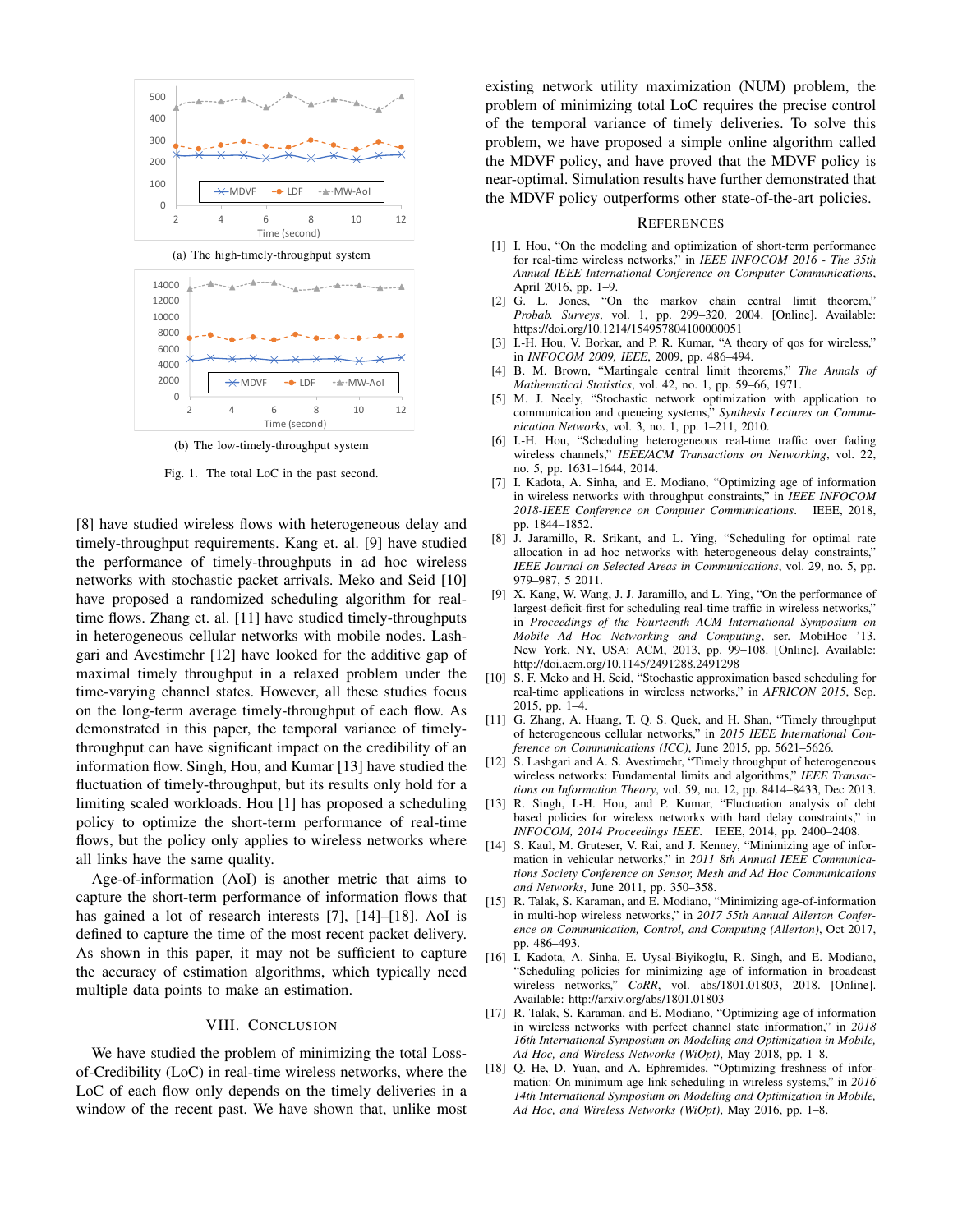500
400
300
200
100
0
2 4 6 8 10 12
Time (second)
MDVF LDF MW-AoI

(a) The high-timely-throughput system

14000
12000
10000
8000
6000
4000
2000
0
2 4 6 8 10 12
Time (second)
MDVF LDF MW-AoI

(b) The low-timely-throughput system

Fig. 1. The total LoC in the past second.

[8] have studied wireless flows with heterogeneous delay and timely-throughput requirements. Kang et. al. [9] have studied the performance of timely-throughputs in ad hoc wireless networks with stochastic packet arrivals. Meko and Seid [10] have proposed a randomized scheduling algorithm for real-time flows. Zhang et. al. [11] have studied timely-throughputs in heterogeneous cellular networks with mobile nodes. Lashgari and Avestimehr [12] have looked for the additive gap of maximal timely throughput in a relaxed problem under the time-varying channel states. However, all these studies focus on the long-term average timely-throughput of each flow. As demonstrated in this paper, the temporal variance of timely-throughput can have significant impact on the credibility of an information flow. Singh, Hou, and Kumar [13] have studied the fluctuation of timely-throughput, but its results only hold for a limiting scaled workloads. Hou [1] has proposed a scheduling policy to optimize the short-term performance of real-time flows, but the policy only applies to wireless networks where all links have the same quality.

Age-of-information (AoI) is another metric that aims to capture the short-term performance of information flows that has gained a lot of research interests [7], [14]–[18]. AoI is defined to capture the time of the most recent packet delivery. As shown in this paper, it may not be sufficient to capture the accuracy of estimation algorithms, which typically need multiple data points to make an estimation.

## VIII. Conclusion

We have studied the problem of minimizing the total Loss-of-Credibility (LoC) in real-time wireless networks, where the LoC of each flow only depends on the timely deliveries in a window of the recent past. We have shown that, unlike most existing network utility maximization (NUM) problem, the problem of minimizing total LoC requires the precise control of the temporal variance of timely deliveries. To solve this problem, we have proposed a simple online algorithm called the MDVF policy, and have proved that the MDVF policy is near-optimal. Simulation results have further demonstrated that the MDVF policy outperforms other state-of-the-art policies.

## References

[1] I. Hou, "On the modeling and optimization of short-term performance for real-time wireless networks," in *IEEE INFOCOM 2016 - The 35th Annual IEEE International Conference on Computer Communications*, April 2016, pp. 1–9.

[2] G. L. Jones, "On the markov chain central limit theorem," *Probab. Surveys*, vol. 1, pp. 299–320, 2004. [Online]. Available: https://doi.org/10.1214/154957804100000051

[3] I.-H. Hou, V. Borkar, and P. R. Kumar, "A theory of qos for wireless," in *INFOCOM 2009, IEEE*, 2009, pp. 486–494.

[4] B. M. Brown, "Martingale central limit theorems," *The Annals of Mathematical Statistics*, vol. 42, no. 1, pp. 59–66, 1971.

[5] M. J. Neely, "Stochastic network optimization with application to communication and queueing systems," *Synthesis Lectures on Communication Networks*, vol. 3, no. 1, pp. 1–211, 2010.

[6] I.-H. Hou, "Scheduling heterogeneous real-time traffic over fading wireless channels," *IEEE/ACM Transactions on Networking*, vol. 22, no. 5, pp. 1631–1644, 2014.

[7] I. Kadota, A. Sinha, and E. Modiano, "Optimizing age of information in wireless networks with throughput constraints," in *IEEE INFOCOM 2018-IEEE Conference on Computer Communications*. IEEE, 2018, pp. 1844–1852.

[8] J. Jaramillo, R. Srikant, and L. Ying, "Scheduling for optimal rate allocation in ad hoc networks with heterogeneous delay constraints," *IEEE Journal on Selected Areas in Communications*, vol. 29, no. 5, pp. 979–987, 5 2011.

[9] X. Kang, W. Wang, J. J. Jaramillo, and L. Ying, "On the performance of largest-deficit-first for scheduling real-time traffic in wireless networks," in *Proceedings of the Fourteenth ACM International Symposium on Mobile Ad Hoc Networking and Computing*, ser. MobiHoc '13. New York, NY, USA: ACM, 2013, pp. 99–108. [Online]. Available: http://doi.acm.org/10.1145/2491288.2491298

[10] S. F. Meko and H. Seid, "Stochastic approximation based scheduling for real-time applications in wireless networks," in *AFRICON 2015*, Sep. 2015, pp. 1–4.

[11] G. Zhang, A. Huang, T. Q. S. Quek, and H. Shan, "Timely throughput of heterogeneous cellular networks," in *2015 IEEE International Conference on Communications (ICC)*, June 2015, pp. 5621–5626.

[12] S. Lashgari and A. S. Avestimehr, "Timely throughput of heterogeneous wireless networks: Fundamental limits and algorithms," *IEEE Transactions on Information Theory*, vol. 59, no. 12, pp. 8414–8433, Dec 2013.

[13] R. Singh, I.-H. Hou, and P. Kumar, "Fluctuation analysis of debt based policies for wireless networks with hard delay constraints," in *INFOCOM, 2014 Proceedings IEEE*. IEEE, 2014, pp. 2400–2408.

[14] S. Kaul, M. Gruteser, V. Rai, and J. Kenney, "Minimizing age of information in vehicular networks," in *2011 8th Annual IEEE Communications Society Conference on Sensor, Mesh and Ad Hoc Communications and Networks*, June 2011, pp. 350–358.

[15] R. Talak, S. Karaman, and E. Modiano, "Minimizing age-of-information in multi-hop wireless networks," in *2017 55th Annual Allerton Conference on Communication, Control, and Computing (Allerton)*, Oct 2017, pp. 486–493.

[16] I. Kadota, A. Sinha, E. Uysal-Biyikoglu, R. Singh, and E. Modiano, "Scheduling policies for minimizing age of information in broadcast wireless networks," *CoRR*, vol. abs/1801.01803, 2018. [Online]. Available: http://arxiv.org/abs/1801.01803

[17] R. Talak, S. Karaman, and E. Modiano, "Optimizing age of information in wireless networks with perfect channel state information," in *2018 16th International Symposium on Modeling and Optimization in Mobile, Ad Hoc, and Wireless Networks (WiOpt)*, May 2018, pp. 1–8.

[18] Q. He, D. Yuan, and A. Ephremides, "Optimizing freshness of information: On minimum age link scheduling in wireless systems," in *2016 14th International Symposium on Modeling and Optimization in Mobile, Ad Hoc, and Wireless Networks (WiOpt)*, May 2016, pp. 1–8.